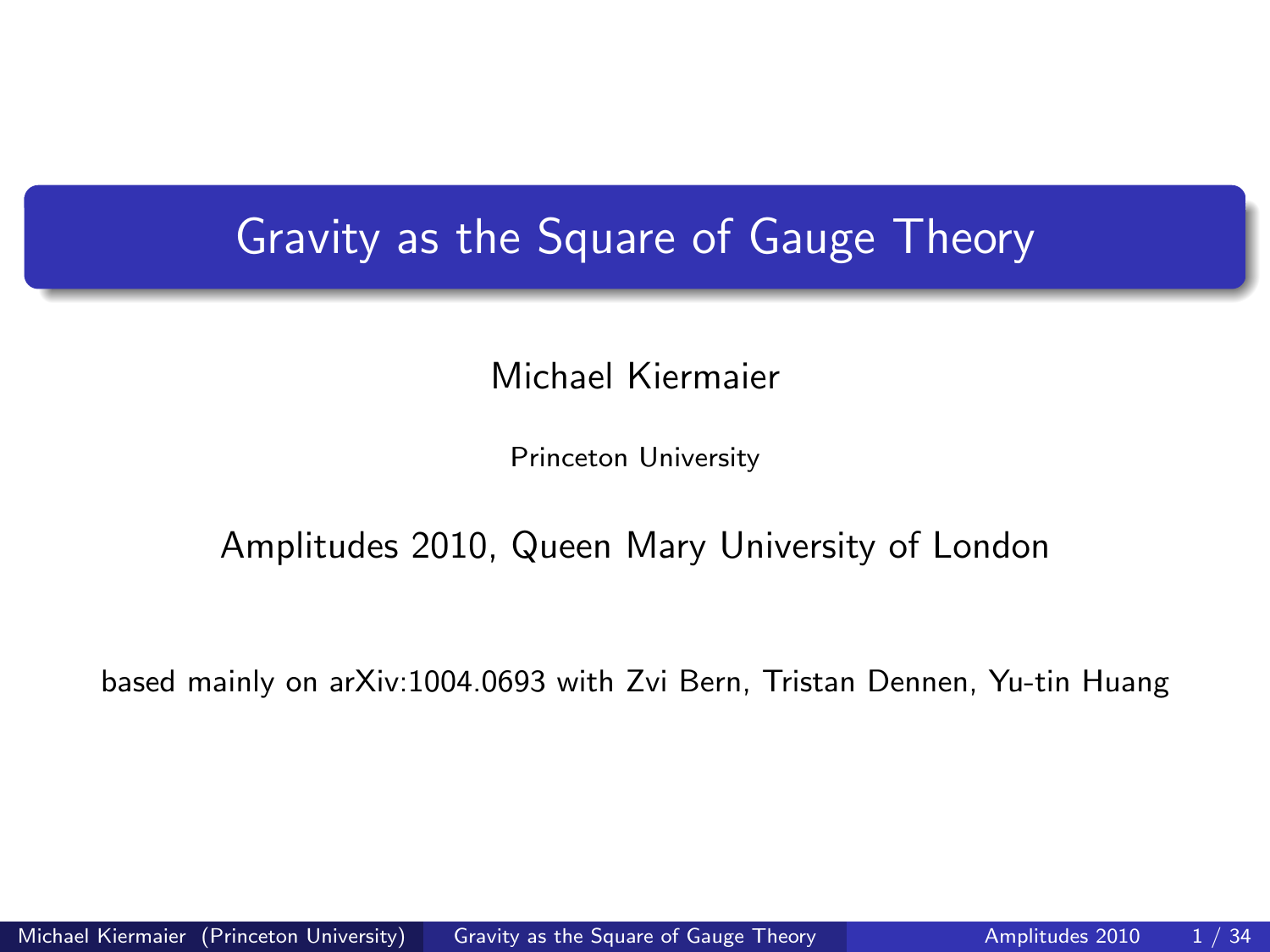# Gravity as the Square of Gauge Theory

Michael Kiermaier

Princeton University

Amplitudes 2010, Queen Mary University of London

based mainly on arXiv:1004.0693 with Zvi Bern, Tristan Dennen, Yu-tin Huang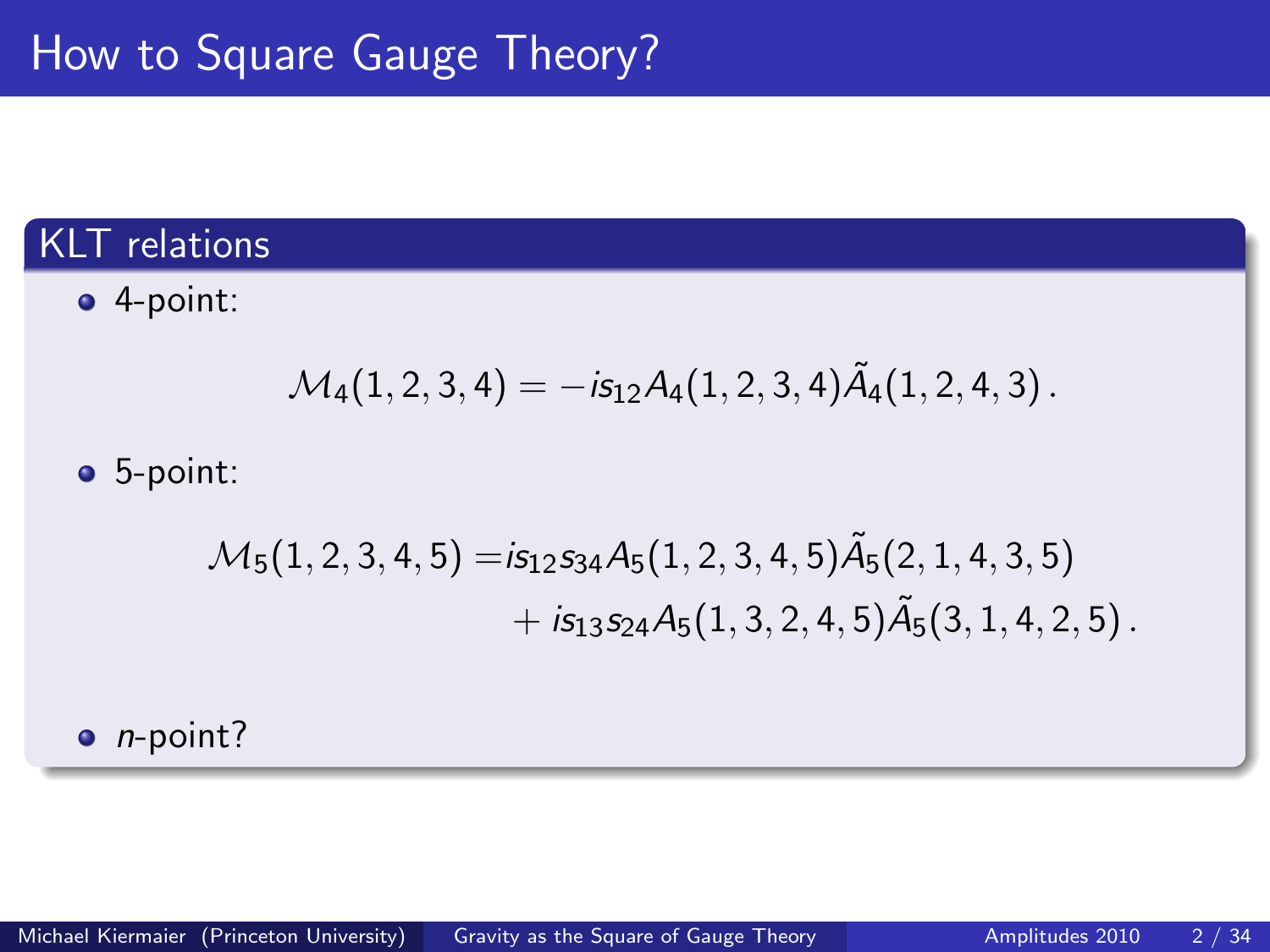# How to Square Gauge Theory?

## KLT relations

- 4-point:

$$\mathcal{M}_4(1,2,3,4) = -is_{12}A_4(1,2,3,4)\tilde{A}_4(1,2,4,3)\,.$$

- 5-point:

$$\begin{aligned}\mathcal{M}_5(1,2,3,4,5) =& is_{12}s_{34}A_5(1,2,3,4,5)\tilde{A}_5(2,1,4,3,5) \\ &+ is_{13}s_{24}A_5(1,3,2,4,5)\tilde{A}_5(3,1,4,2,5)\,.\end{aligned}$$

- *n*-point?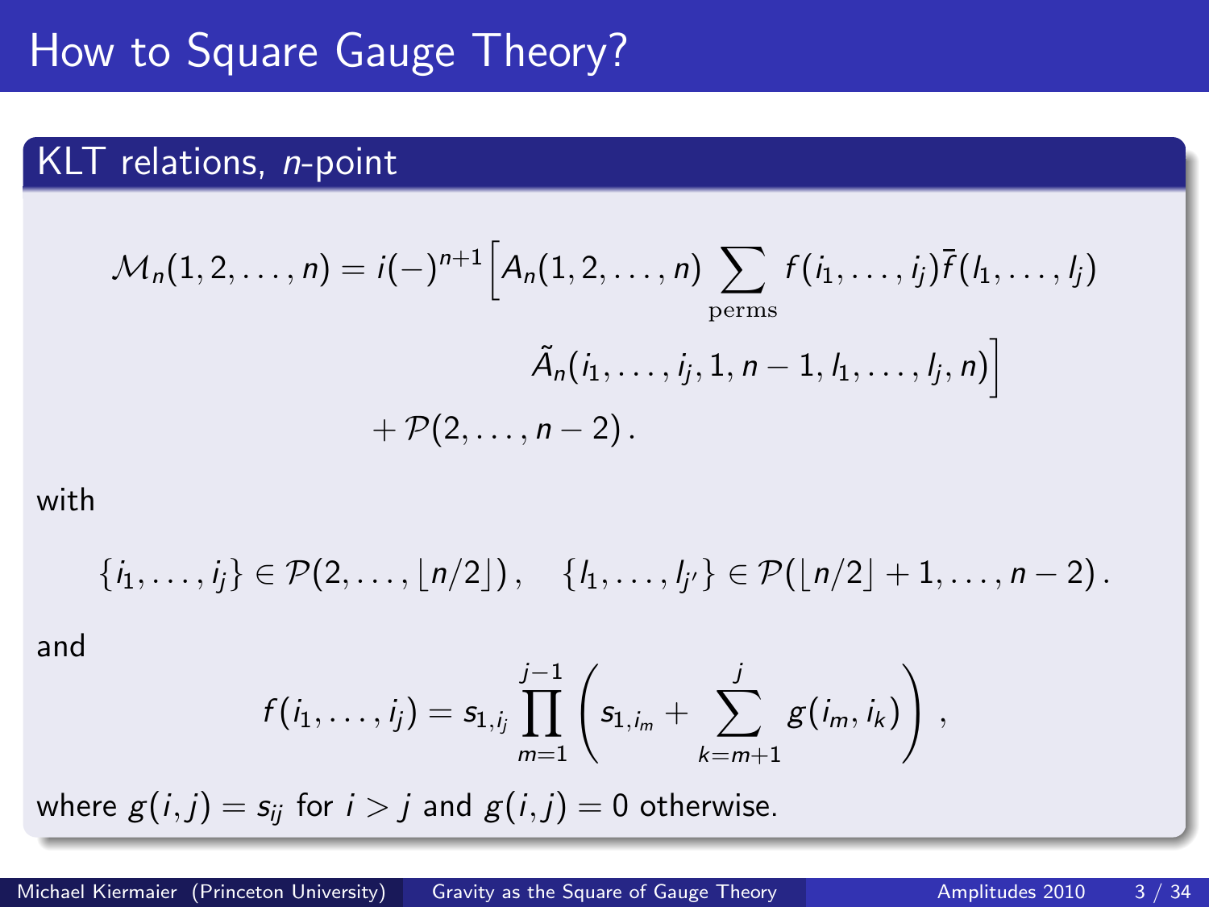# How to Square Gauge Theory?

## KLT relations, $n$-point

$$
\begin{aligned}
\mathcal{M}_n(1,2,\ldots,n) = i(-)^{n+1}\Big[A_n(1,2,\ldots,n) \sum_{\text{perms}} f(i_1,\ldots,i_j)\bar{f}(l_1,\ldots,l_j) \\
\tilde{A}_n(i_1,\ldots,i_j,1,n-1,l_1,\ldots,l_j,n)\Big] \\
+\,\mathcal{P}(2,\ldots,n-2)\,.
\end{aligned}
$$

with

$$
\{i_1,\ldots,i_j\} \in \mathcal{P}(2,\ldots,\lfloor n/2 \rfloor)\,, \quad \{l_1,\ldots,l_{j'}\} \in \mathcal{P}(\lfloor n/2 \rfloor + 1,\ldots,n-2)\,.
$$

and

$$
f(i_1,\ldots,i_j) = s_{1,i_j} \prod_{m=1}^{j-1} \left( s_{1,i_m} + \sum_{k=m+1}^{j} g(i_m,i_k) \right)\,,
$$

where $g(i,j) = s_{ij}$ for $i > j$ and $g(i,j) = 0$ otherwise.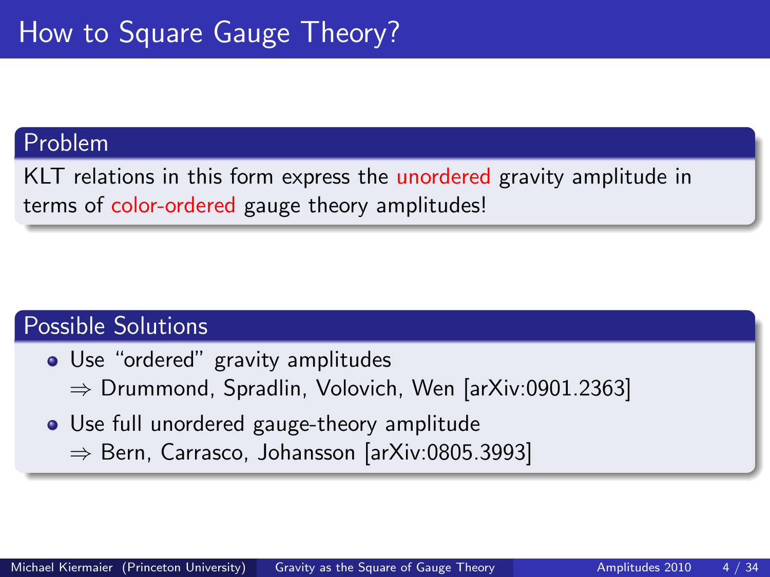# How to Square Gauge Theory?

## Problem

KLT relations in this form express the unordered gravity amplitude in terms of color-ordered gauge theory amplitudes!

## Possible Solutions

- Use "ordered" gravity amplitudes
  $\Rightarrow$ Drummond, Spradlin, Volovich, Wen [arXiv:0901.2363]
- Use full unordered gauge-theory amplitude
  $\Rightarrow$ Bern, Carrasco, Johansson [arXiv:0805.3993]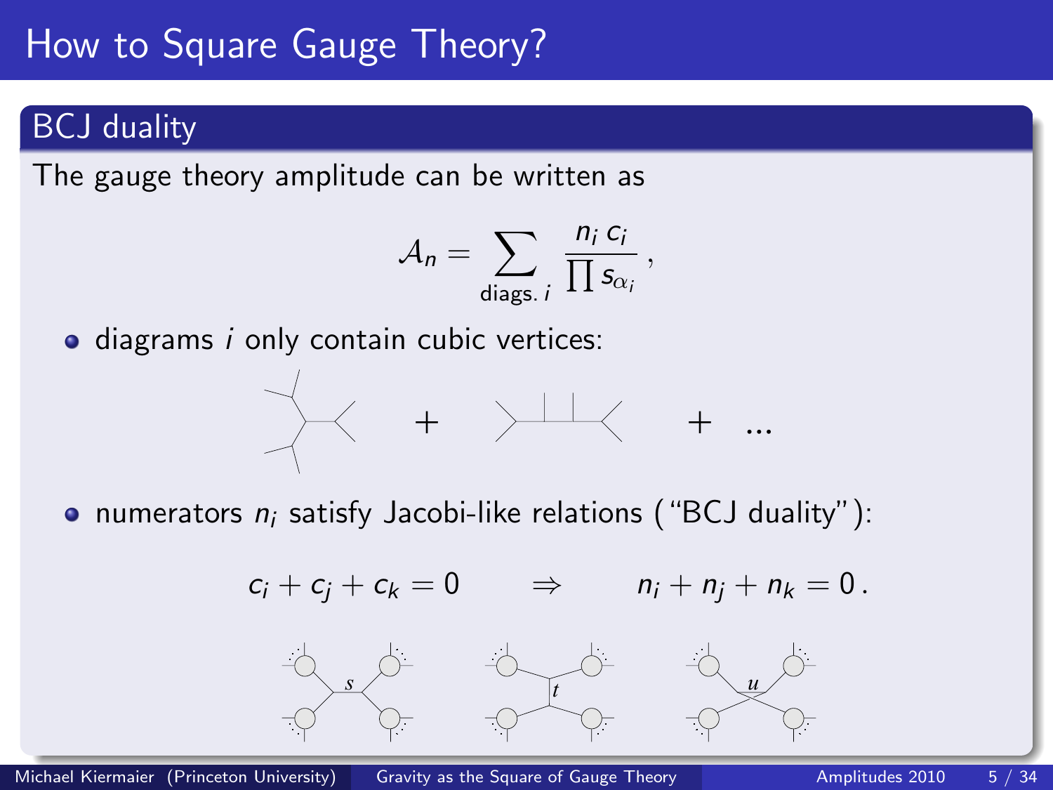# How to Square Gauge Theory?

## BCJ duality

The gauge theory amplitude can be written as

$$\mathcal{A}_n = \sum_{\text{diags. } i} \frac{n_i \, c_i}{\prod s_{\alpha_i}} \,,$$

- diagrams $i$ only contain cubic vertices:

- numerators $n_i$ satisfy Jacobi-like relations ("BCJ duality"):

$$c_i + c_j + c_k = 0 \qquad \Rightarrow \qquad n_i + n_j + n_k = 0 \,.$$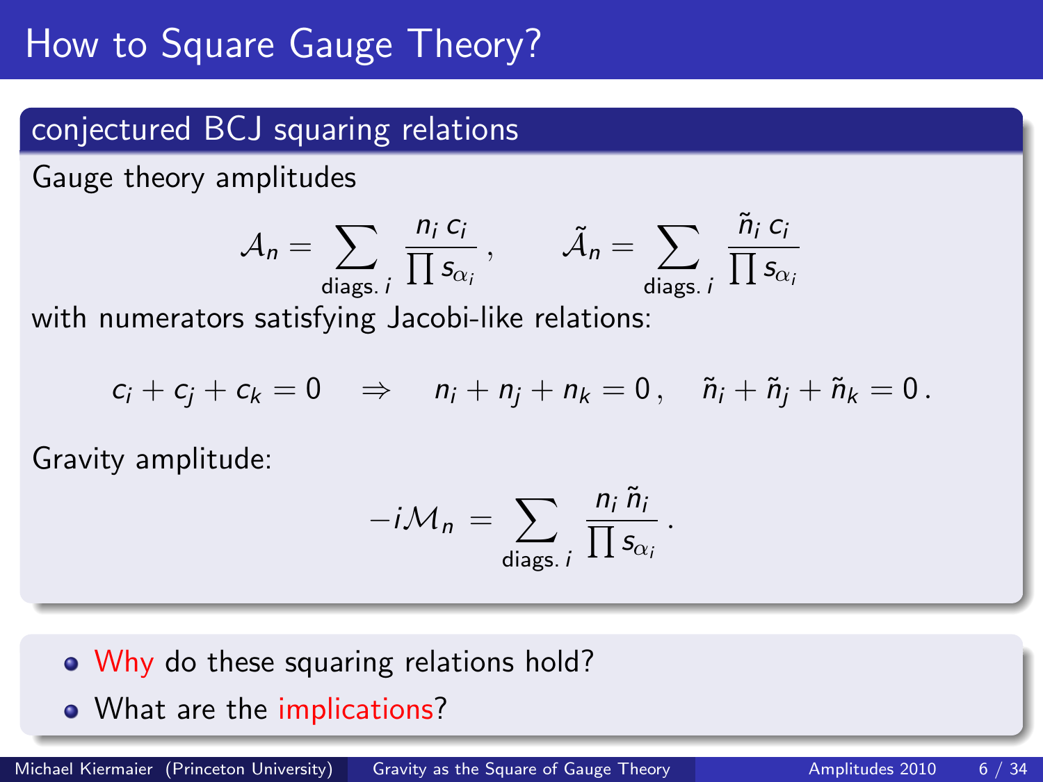# How to Square Gauge Theory?

## conjectured BCJ squaring relations

Gauge theory amplitudes

$$\mathcal{A}_n = \sum_{\text{diags. } i} \frac{n_i \, c_i}{\prod s_{\alpha_i}}, \qquad \tilde{\mathcal{A}}_n = \sum_{\text{diags. } i} \frac{\tilde{n}_i \, c_i}{\prod s_{\alpha_i}}$$

with numerators satisfying Jacobi-like relations:

$$c_i + c_j + c_k = 0 \quad \Rightarrow \quad n_i + n_j + n_k = 0 \,, \quad \tilde{n}_i + \tilde{n}_j + \tilde{n}_k = 0 \,.$$

Gravity amplitude:

$$-i\mathcal{M}_n = \sum_{\text{diags. } i} \frac{n_i \, \tilde{n}_i}{\prod s_{\alpha_i}} \,.$$

- Why do these squaring relations hold?
- What are the implications?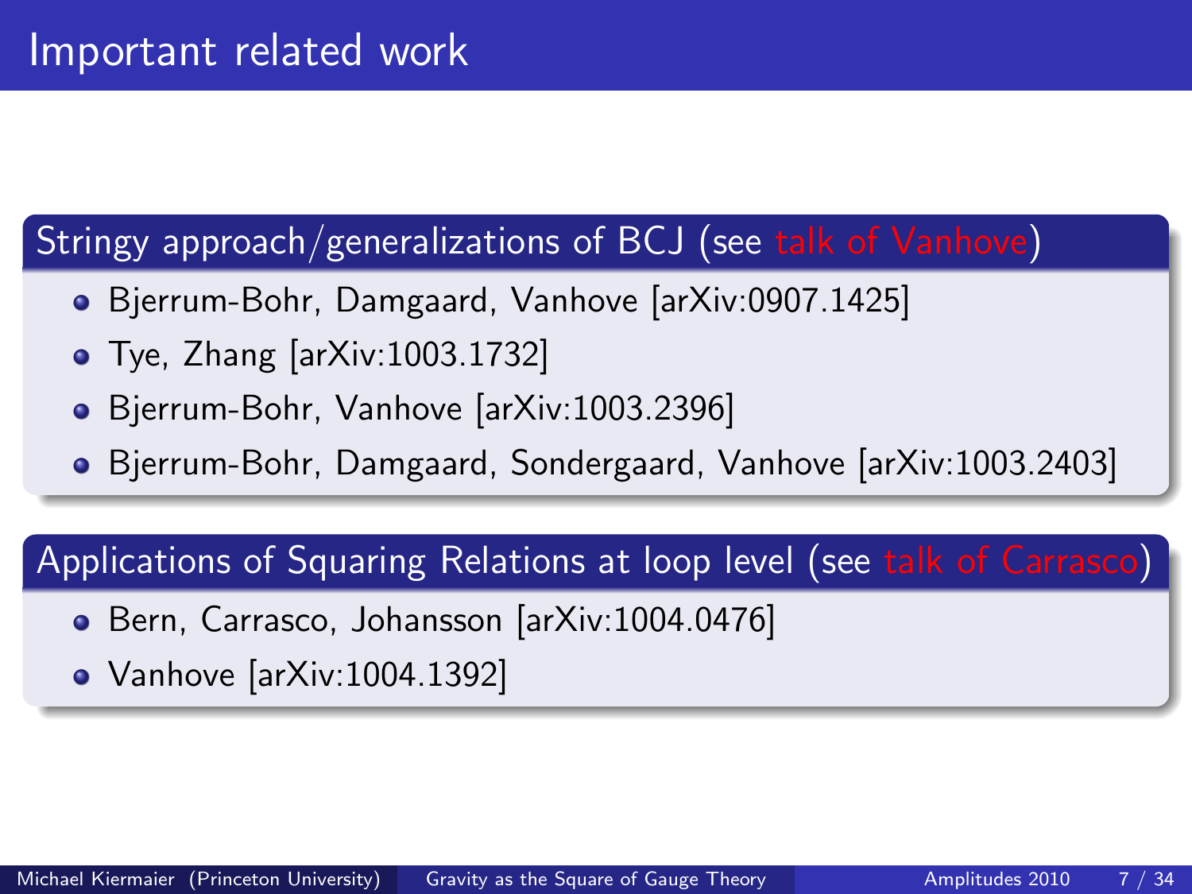# Important related work

## Stringy approach/generalizations of BCJ (see talk of Vanhove)

- Bjerrum-Bohr, Damgaard, Vanhove [arXiv:0907.1425]
- Tye, Zhang [arXiv:1003.1732]
- Bjerrum-Bohr, Vanhove [arXiv:1003.2396]
- Bjerrum-Bohr, Damgaard, Sondergaard, Vanhove [arXiv:1003.2403]

## Applications of Squaring Relations at loop level (see talk of Carrasco)

- Bern, Carrasco, Johansson [arXiv:1004.0476]
- Vanhove [arXiv:1004.1392]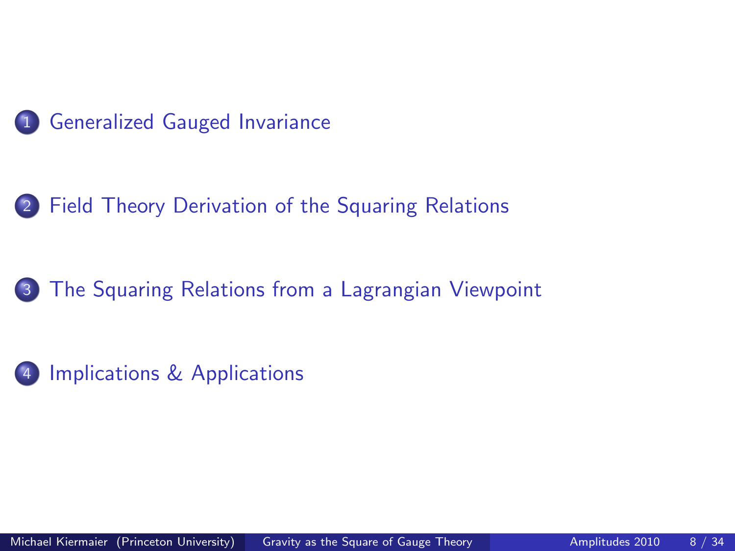1. Generalized Gauged Invariance

2. Field Theory Derivation of the Squaring Relations

3. The Squaring Relations from a Lagrangian Viewpoint

4. Implications & Applications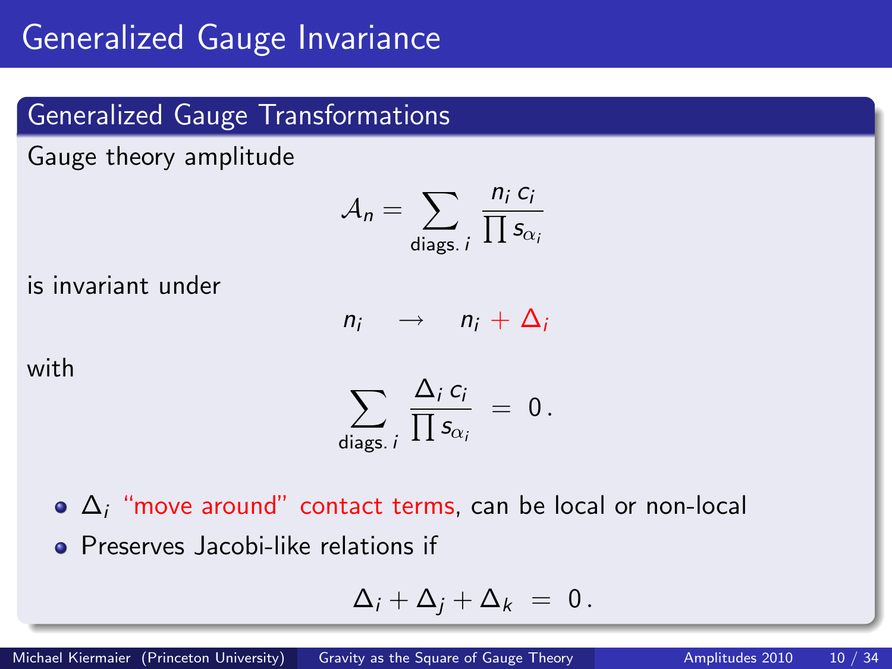# Generalized Gauge Invariance

## Generalized Gauge Transformations

Gauge theory amplitude

$$\mathcal{A}_n = \sum_{\text{diags. } i} \frac{n_i \, c_i}{\prod s_{\alpha_i}}$$

is invariant under

$$n_i \quad \rightarrow \quad n_i + \Delta_i$$

with

$$\sum_{\text{diags. } i} \frac{\Delta_i \, c_i}{\prod s_{\alpha_i}} \; = \; 0 \, .$$

- $\Delta_i$ "move around" contact terms, can be local or non-local
- Preserves Jacobi-like relations if

$$\Delta_i + \Delta_j + \Delta_k \; = \; 0 \, .$$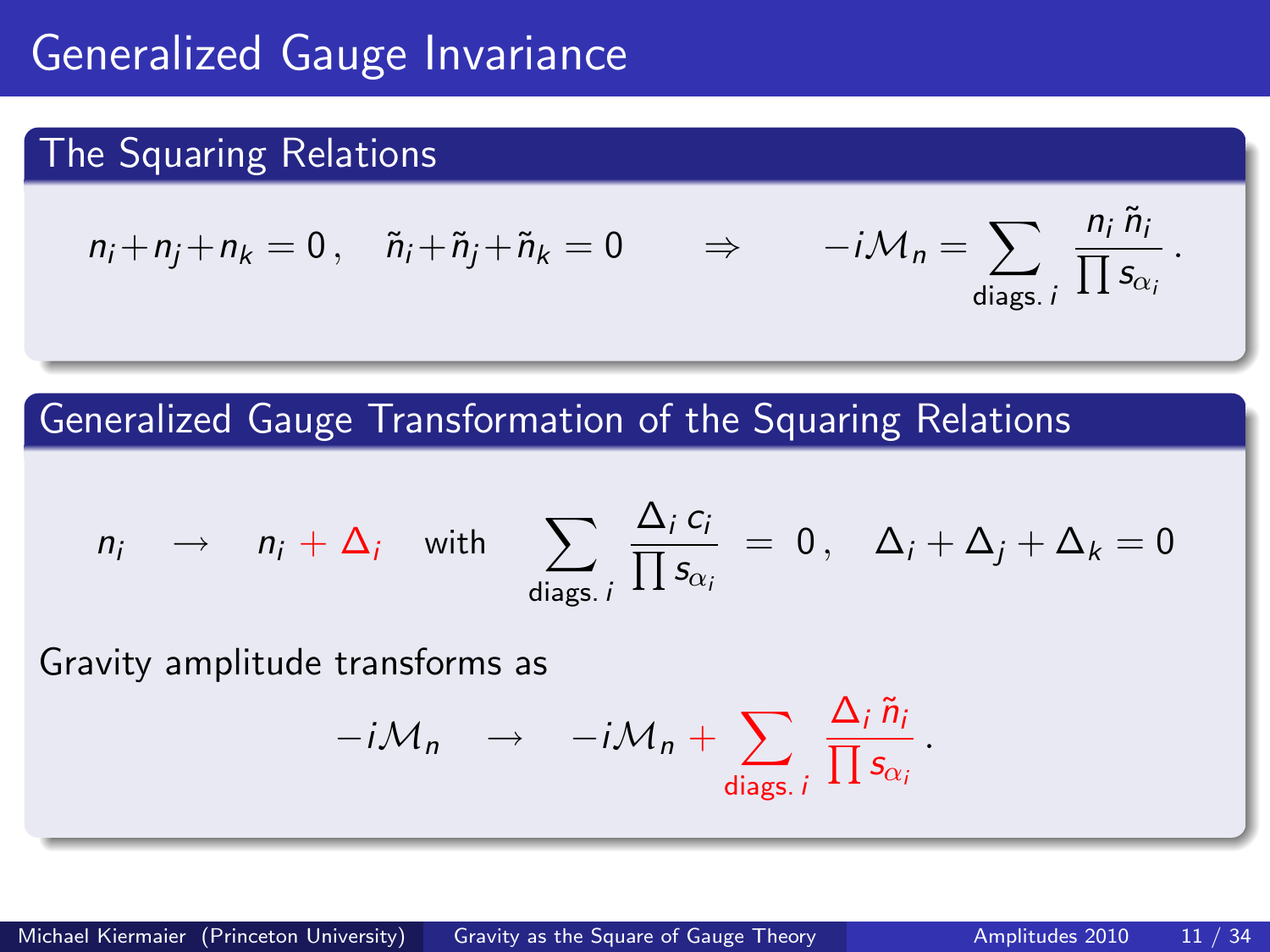# Generalized Gauge Invariance

## The Squaring Relations

$$n_i + n_j + n_k = 0\,, \quad \tilde{n}_i + \tilde{n}_j + \tilde{n}_k = 0 \qquad \Rightarrow \qquad -i\mathcal{M}_n = \sum_{\text{diags. } i} \frac{n_i\, \tilde{n}_i}{\prod s_{\alpha_i}}\,.$$

## Generalized Gauge Transformation of the Squaring Relations

$$n_i \quad \rightarrow \quad n_i + \Delta_i \quad \text{with} \quad \sum_{\text{diags. } i} \frac{\Delta_i\, c_i}{\prod s_{\alpha_i}} \;=\; 0\,, \quad \Delta_i + \Delta_j + \Delta_k = 0$$

Gravity amplitude transforms as

$$-i\mathcal{M}_n \quad \rightarrow \quad -i\mathcal{M}_n + \sum_{\text{diags. } i} \frac{\Delta_i\, \tilde{n}_i}{\prod s_{\alpha_i}}\,.$$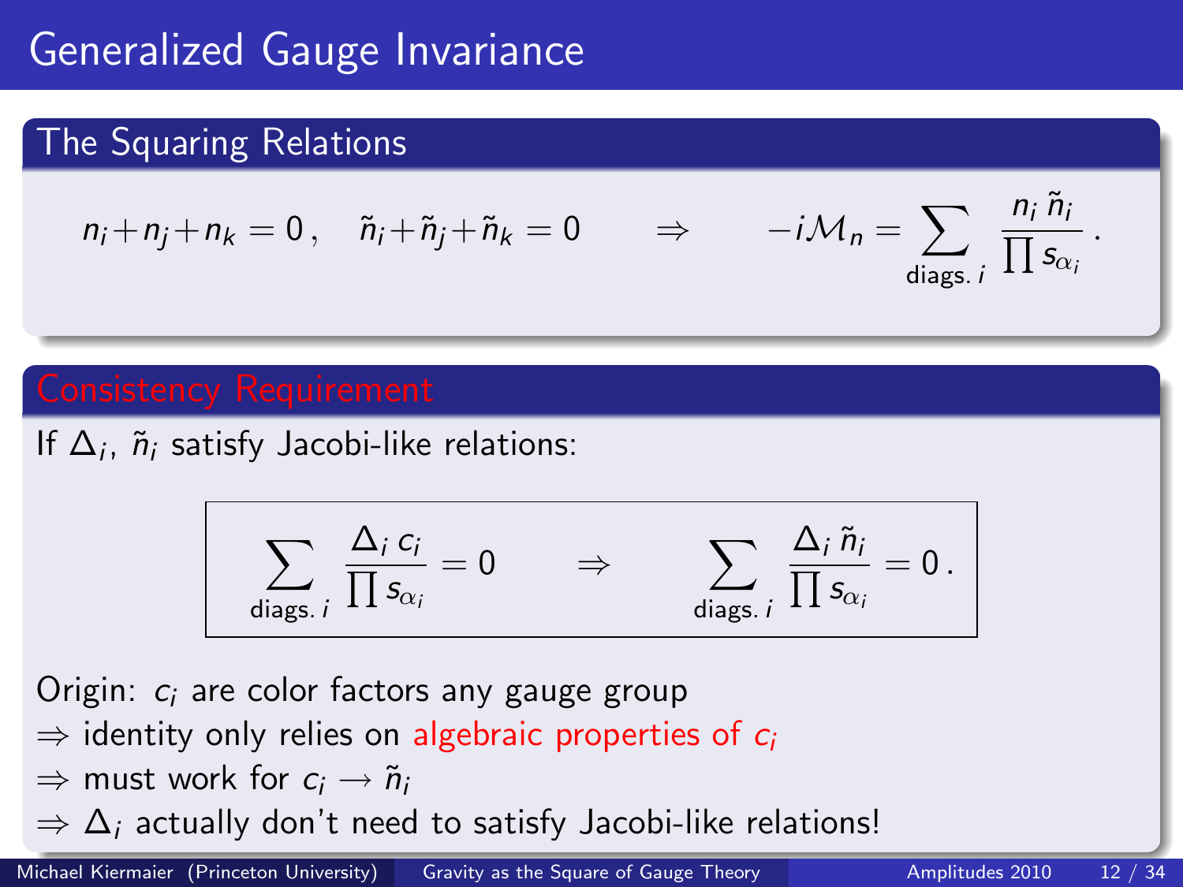# Generalized Gauge Invariance

## The Squaring Relations

$$n_i + n_j + n_k = 0\,, \quad \tilde{n}_i + \tilde{n}_j + \tilde{n}_k = 0 \qquad \Rightarrow \qquad -i\mathcal{M}_n = \sum_{\text{diags. } i} \frac{n_i\, \tilde{n}_i}{\prod s_{\alpha_i}}\,.$$

## Consistency Requirement

If $\Delta_i$, $\tilde{n}_i$ satisfy Jacobi-like relations:

$$\sum_{\text{diags. } i} \frac{\Delta_i\, c_i}{\prod s_{\alpha_i}} = 0 \qquad \Rightarrow \qquad \sum_{\text{diags. } i} \frac{\Delta_i\, \tilde{n}_i}{\prod s_{\alpha_i}} = 0\,.$$

Origin: $c_i$ are color factors any gauge group

$\Rightarrow$ identity only relies on algebraic properties of $c_i$

$\Rightarrow$ must work for $c_i \rightarrow \tilde{n}_i$

$\Rightarrow$ $\Delta_i$ actually don't need to satisfy Jacobi-like relations!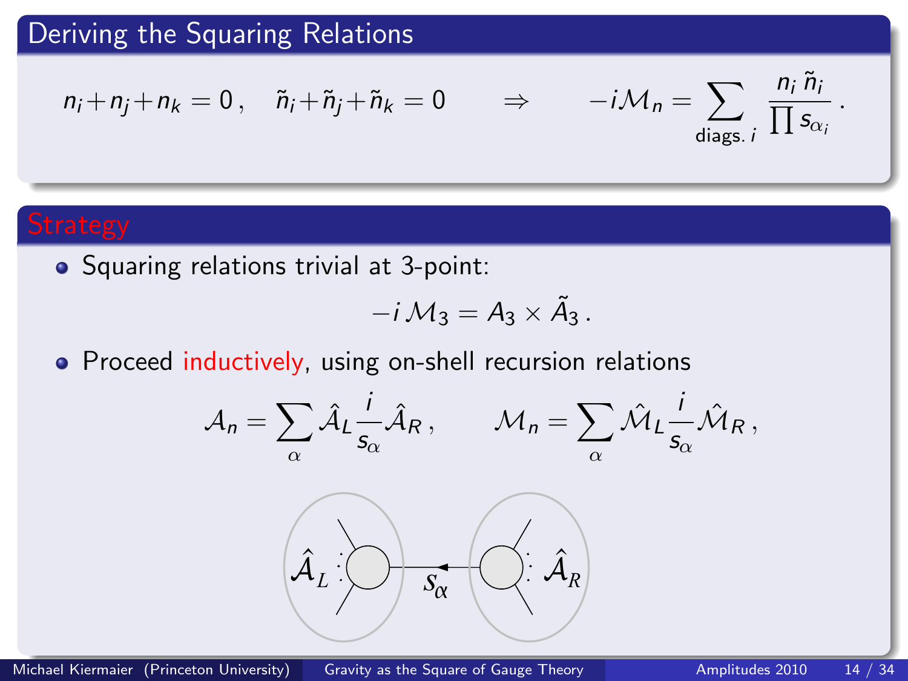## Deriving the Squaring Relations

$$n_i + n_j + n_k = 0\,, \quad \tilde{n}_i + \tilde{n}_j + \tilde{n}_k = 0 \qquad \Rightarrow \qquad -i\mathcal{M}_n = \sum_{\text{diags. } i} \frac{n_i\, \tilde{n}_i}{\prod s_{\alpha_i}}\,.$$

### Strategy

- Squaring relations trivial at 3-point:

$$-i\,\mathcal{M}_3 = A_3 \times \tilde{A}_3\,.$$

- Proceed inductively, using on-shell recursion relations

$$\mathcal{A}_n = \sum_\alpha \hat{\mathcal{A}}_L \frac{i}{s_\alpha} \hat{\mathcal{A}}_R\,, \qquad \mathcal{M}_n = \sum_\alpha \hat{\mathcal{M}}_L \frac{i}{s_\alpha} \hat{\mathcal{M}}_R\,,$$

$\hat{\mathcal{A}}_L$ $s_\alpha$ $\hat{\mathcal{A}}_R$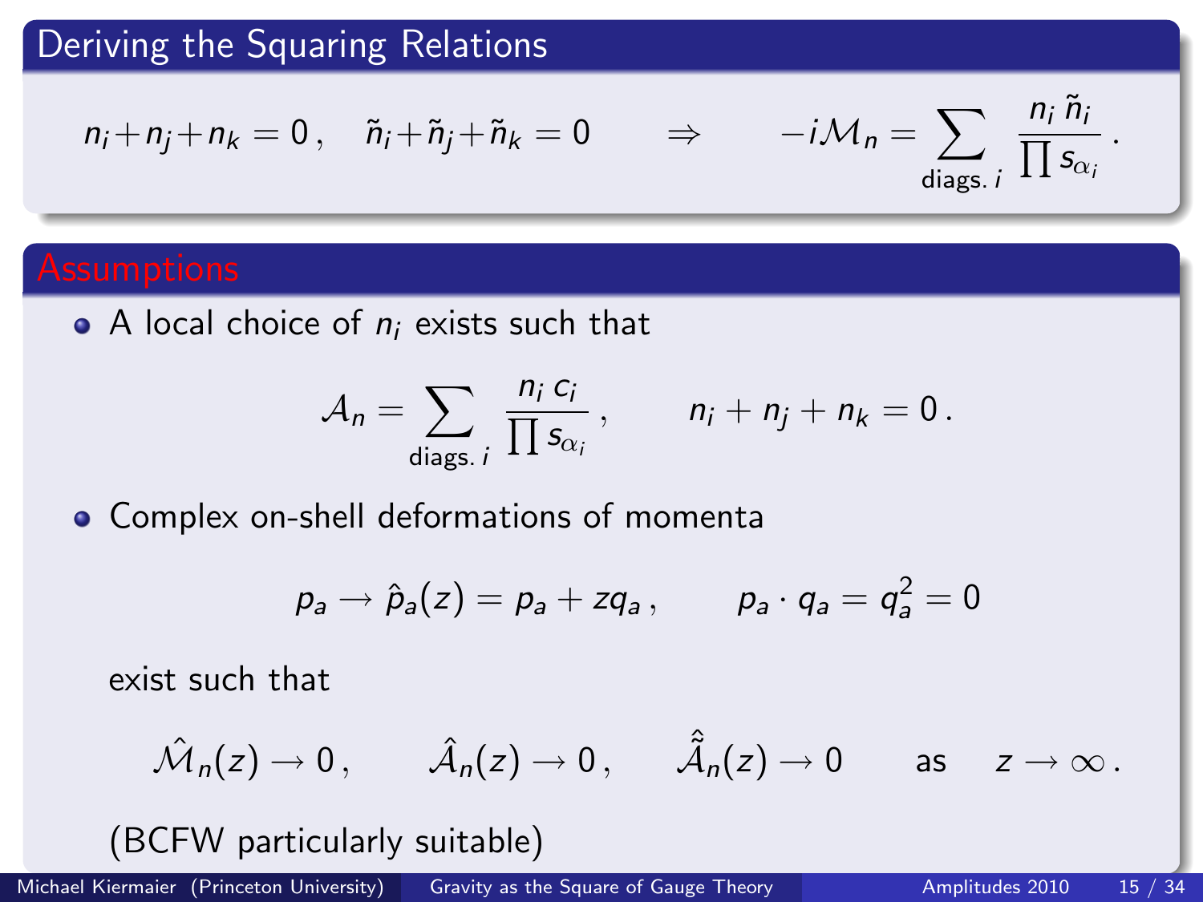## Deriving the Squaring Relations

$$n_i + n_j + n_k = 0\,, \quad \tilde{n}_i + \tilde{n}_j + \tilde{n}_k = 0 \qquad \Rightarrow \qquad -i\mathcal{M}_n = \sum_{\text{diags. } i} \frac{n_i\,\tilde{n}_i}{\prod s_{\alpha_i}}\,.$$

## Assumptions

- A local choice of $n_i$ exists such that

$$\mathcal{A}_n = \sum_{\text{diags. } i} \frac{n_i\,c_i}{\prod s_{\alpha_i}}\,, \qquad n_i + n_j + n_k = 0\,.$$

- Complex on-shell deformations of momenta

$$p_a \to \hat{p}_a(z) = p_a + z q_a\,, \qquad p_a \cdot q_a = q_a^2 = 0$$

  exist such that

$$\hat{\mathcal{M}}_n(z) \to 0\,, \qquad \hat{\mathcal{A}}_n(z) \to 0\,, \qquad \hat{\tilde{\mathcal{A}}}_n(z) \to 0 \qquad \text{as} \quad z \to \infty\,.$$

  (BCFW particularly suitable)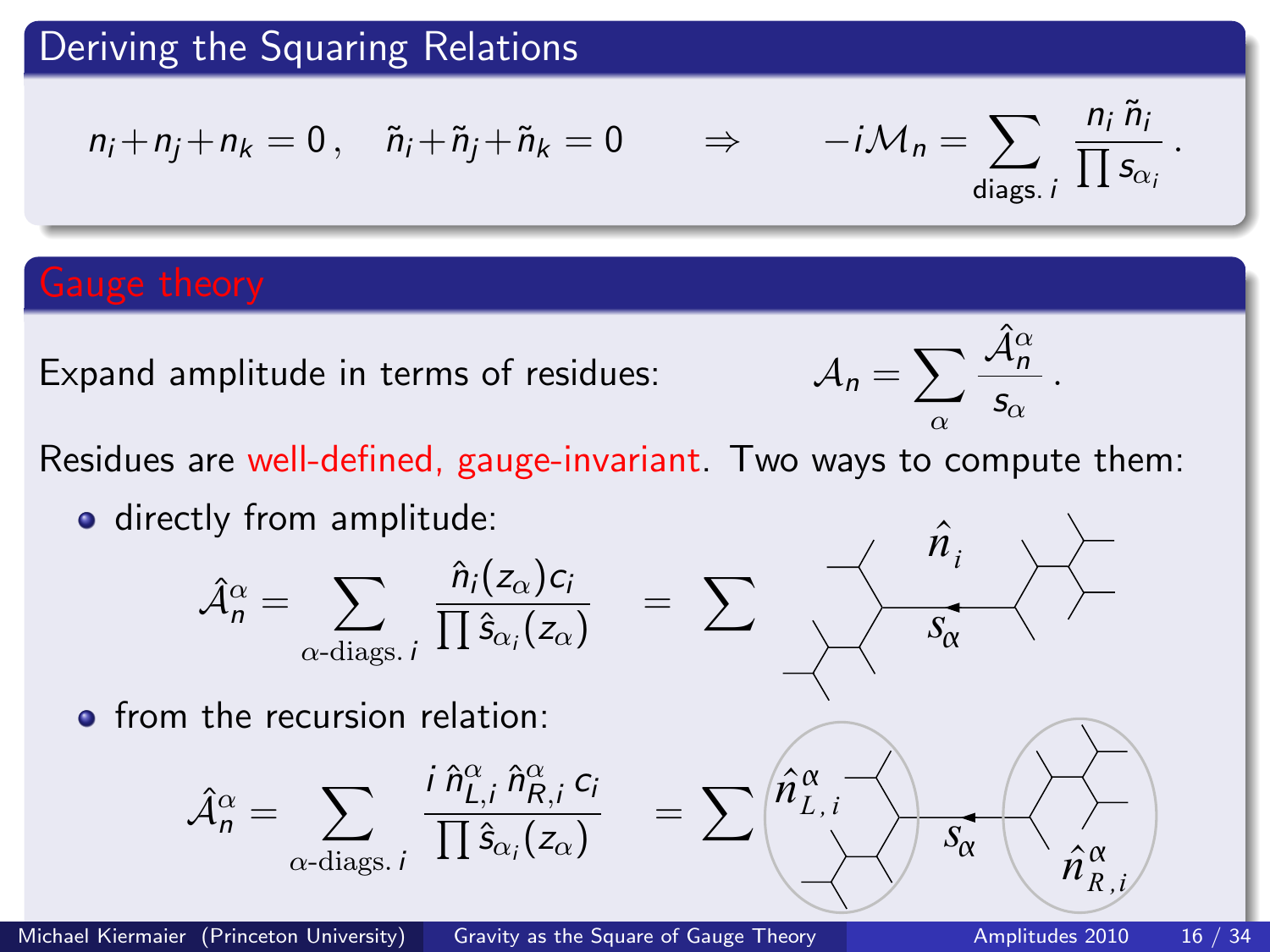## Deriving the Squaring Relations

$$n_i + n_j + n_k = 0\,, \quad \tilde{n}_i + \tilde{n}_j + \tilde{n}_k = 0 \qquad \Rightarrow \qquad -i\mathcal{M}_n = \sum_{\text{diags. } i} \frac{n_i\, \tilde{n}_i}{\prod s_{\alpha_i}}\,.$$

## Gauge theory

Expand amplitude in terms of residues:

$$\mathcal{A}_n = \sum_{\alpha} \frac{\hat{\mathcal{A}}_n^{\alpha}}{s_\alpha}\,.$$

Residues are well-defined, gauge-invariant. Two ways to compute them:

- directly from amplitude:

$$\hat{\mathcal{A}}_n^{\alpha} = \sum_{\alpha\text{-diags. } i} \frac{\hat{n}_i(z_\alpha)\, c_i}{\prod \hat{s}_{\alpha_i}(z_\alpha)} = \sum$$

- from the recursion relation:

$$\hat{\mathcal{A}}_n^{\alpha} = \sum_{\alpha\text{-diags. } i} \frac{i\, \hat{n}_{L,i}^{\alpha}\, \hat{n}_{R,i}^{\alpha}\, c_i}{\prod \hat{s}_{\alpha_i}(z_\alpha)} = \sum$$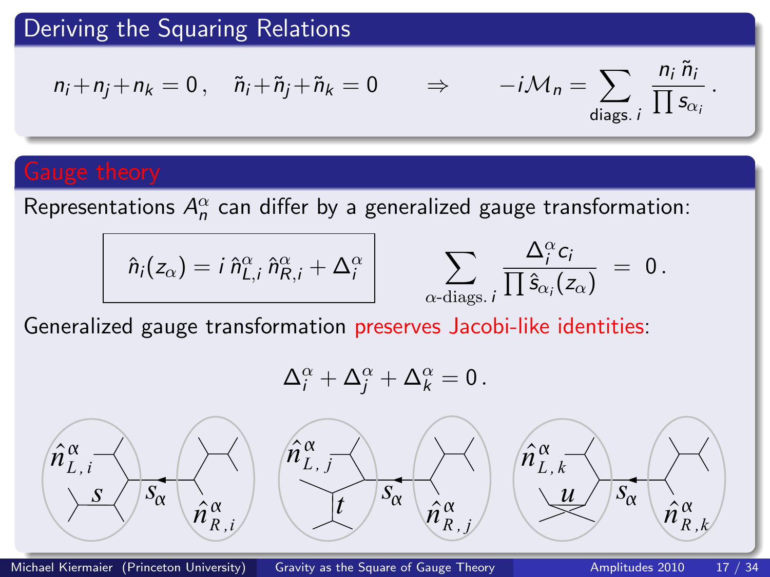## Deriving the Squaring Relations

$$n_i + n_j + n_k = 0\,, \quad \tilde{n}_i + \tilde{n}_j + \tilde{n}_k = 0 \qquad \Rightarrow \qquad -i\mathcal{M}_n = \sum_{\text{diags. } i} \frac{n_i\,\tilde{n}_i}{\prod s_{\alpha_i}}\,.$$

## Gauge theory

Representations $A_n^\alpha$ can differ by a generalized gauge transformation:

$$\boxed{\hat{n}_i(z_\alpha) = i\,\hat{n}^\alpha_{L,i}\,\hat{n}^\alpha_{R,i} + \Delta^\alpha_i} \qquad \sum_{\alpha\text{-diags. } i} \frac{\Delta^\alpha_i c_i}{\prod \hat{s}_{\alpha_i}(z_\alpha)} = 0\,.$$

Generalized gauge transformation preserves Jacobi-like identities:

$$\Delta^\alpha_i + \Delta^\alpha_j + \Delta^\alpha_k = 0\,.$$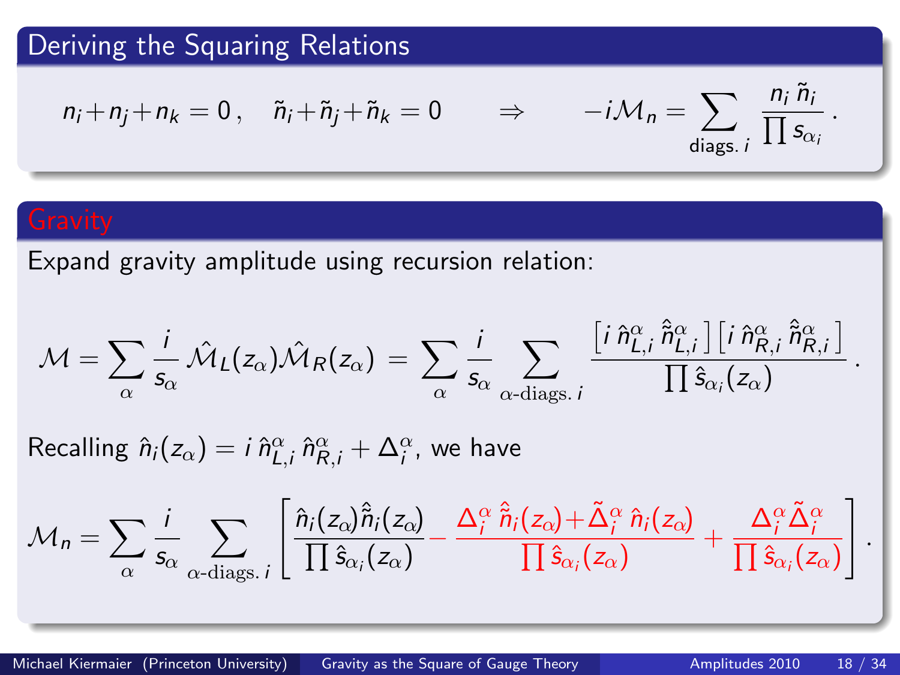## Deriving the Squaring Relations

$$n_i + n_j + n_k = 0\,, \quad \tilde{n}_i + \tilde{n}_j + \tilde{n}_k = 0 \qquad \Rightarrow \qquad -i\mathcal{M}_n = \sum_{\text{diags. } i} \frac{n_i\, \tilde{n}_i}{\prod s_{\alpha_i}}\,.$$

## Gravity

Expand gravity amplitude using recursion relation:

$$\mathcal{M} = \sum_{\alpha} \frac{i}{s_\alpha}\, \hat{\mathcal{M}}_L(z_\alpha) \hat{\mathcal{M}}_R(z_\alpha) \;=\; \sum_{\alpha} \frac{i}{s_\alpha} \sum_{\alpha\text{-diags. } i} \frac{\left[i\, \hat{n}^\alpha_{L,i}\, \hat{\tilde{n}}^\alpha_{L,i}\right]\left[i\, \hat{n}^\alpha_{R,i}\, \hat{\tilde{n}}^\alpha_{R,i}\right]}{\prod \hat{s}_{\alpha_i}(z_\alpha)}\,.$$

Recalling $\hat{n}_i(z_\alpha) = i\, \hat{n}^\alpha_{L,i}\, \hat{n}^\alpha_{R,i} + \Delta^\alpha_i$, we have

$$\mathcal{M}_n = \sum_{\alpha} \frac{i}{s_\alpha} \sum_{\alpha\text{-diags. } i} \left[ \frac{\hat{n}_i(z_\alpha) \hat{\tilde{n}}_i(z_\alpha)}{\prod \hat{s}_{\alpha_i}(z_\alpha)} - \frac{\Delta^\alpha_i\, \hat{\tilde{n}}_i(z_\alpha) + \tilde{\Delta}^\alpha_i\, \hat{n}_i(z_\alpha)}{\prod \hat{s}_{\alpha_i}(z_\alpha)} + \frac{\Delta^\alpha_i\, \tilde{\Delta}^\alpha_i}{\prod \hat{s}_{\alpha_i}(z_\alpha)} \right].$$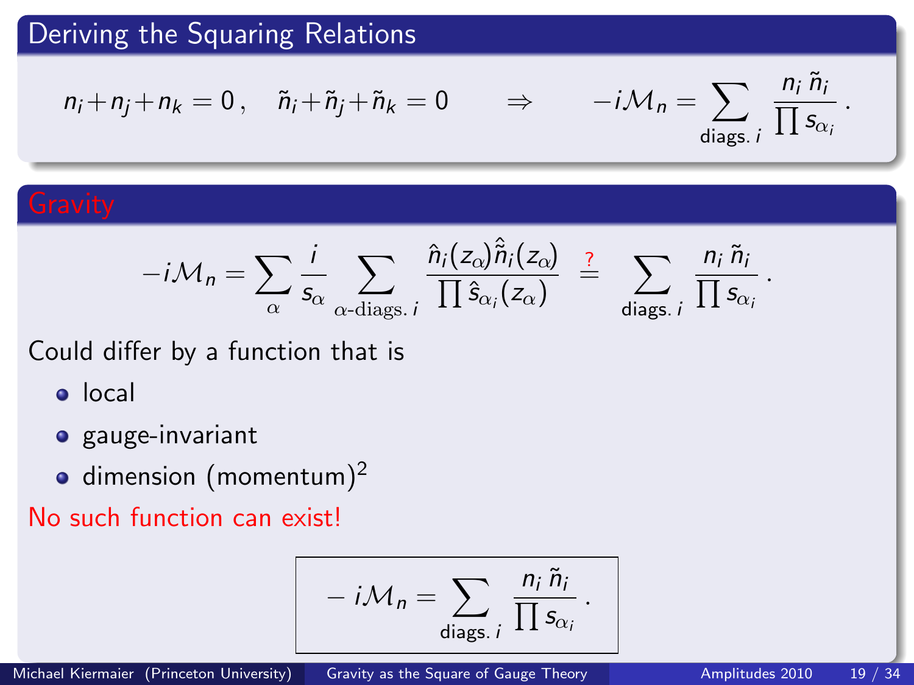## Deriving the Squaring Relations

$$n_i + n_j + n_k = 0\,, \quad \tilde{n}_i + \tilde{n}_j + \tilde{n}_k = 0 \qquad \Rightarrow \qquad -i\mathcal{M}_n = \sum_{\text{diags. } i} \frac{n_i\,\tilde{n}_i}{\prod s_{\alpha_i}}\,.$$

## Gravity

$$-i\mathcal{M}_n = \sum_{\alpha} \frac{i}{s_\alpha} \sum_{\alpha\text{-diags. } i} \frac{\hat{n}_i(z_\alpha)\hat{\tilde{n}}_i(z_\alpha)}{\prod \hat{s}_{\alpha_i}(z_\alpha)} \stackrel{?}{=} \sum_{\text{diags. } i} \frac{n_i\,\tilde{n}_i}{\prod s_{\alpha_i}}\,.$$

Could differ by a function that is

- local
- gauge-invariant
- dimension (momentum)$^2$

No such function can exist!

$$-\,i\mathcal{M}_n = \sum_{\text{diags. } i} \frac{n_i\,\tilde{n}_i}{\prod s_{\alpha_i}}\,.$$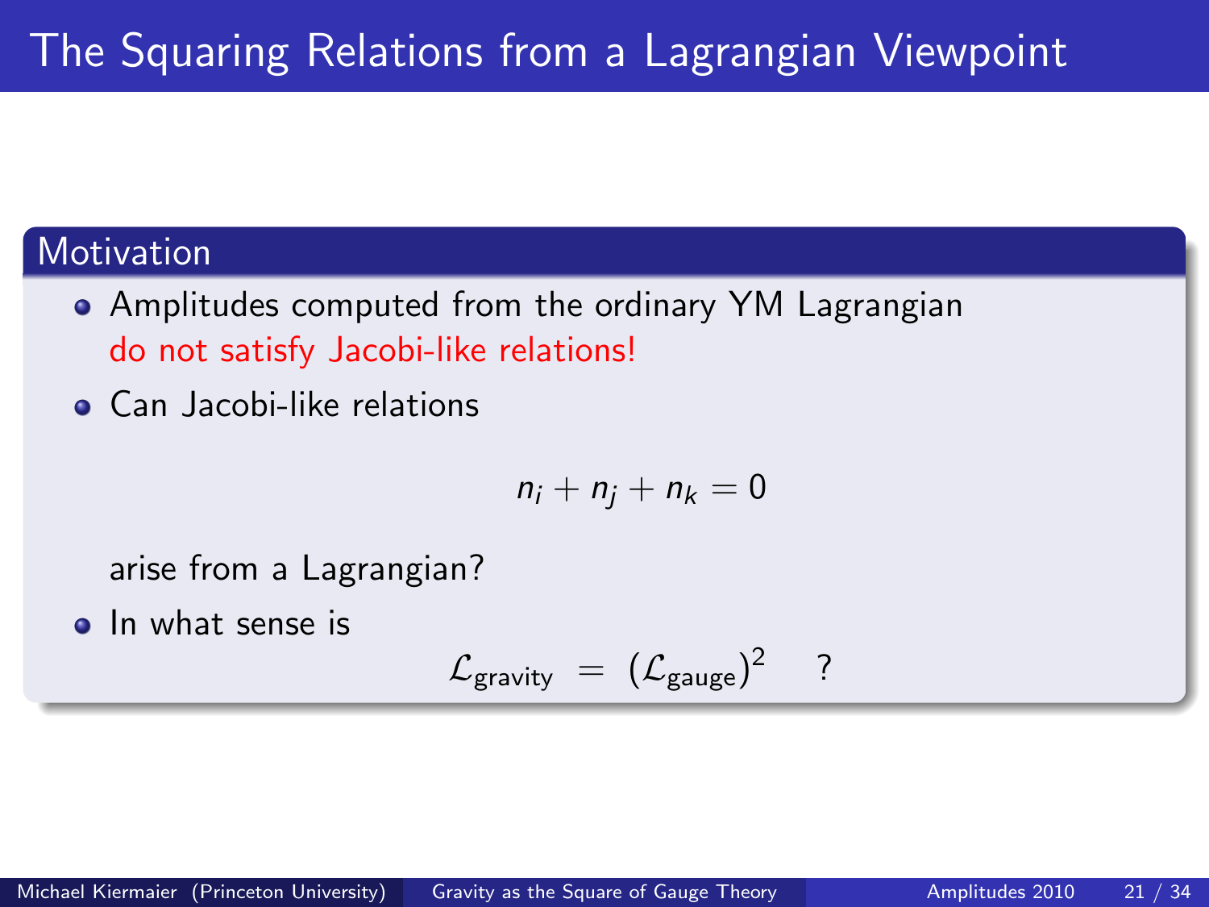# The Squaring Relations from a Lagrangian Viewpoint

## Motivation

- Amplitudes computed from the ordinary YM Lagrangian do not satisfy Jacobi-like relations!
- Can Jacobi-like relations

$$n_i + n_j + n_k = 0$$

  arise from a Lagrangian?
- In what sense is

$$\mathcal{L}_{\text{gravity}} = (\mathcal{L}_{\text{gauge}})^2 \quad ?$$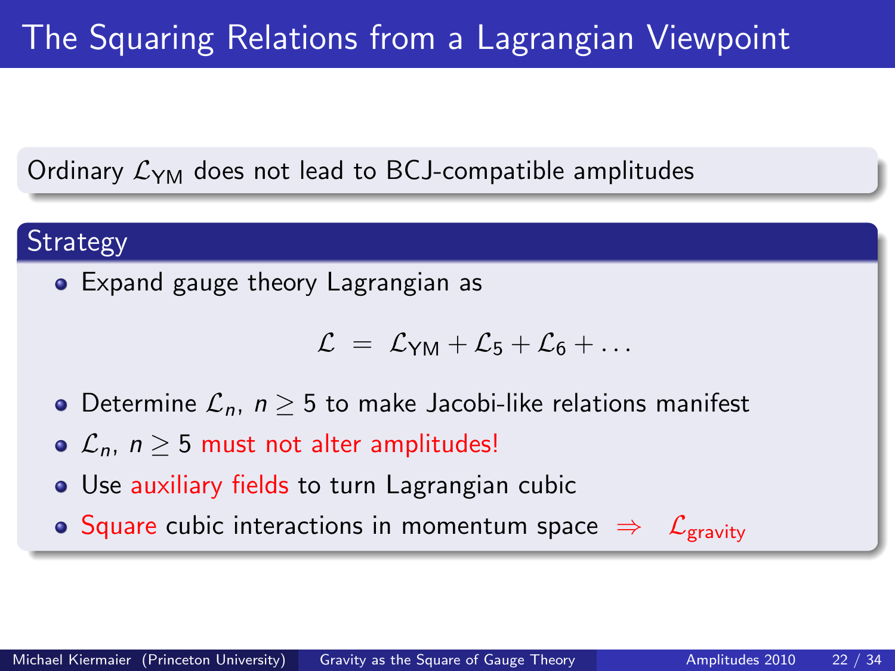# The Squaring Relations from a Lagrangian Viewpoint

Ordinary $\mathcal{L}_{\text{YM}}$ does not lead to BCJ-compatible amplitudes

## Strategy

- Expand gauge theory Lagrangian as

$$\mathcal{L} \;=\; \mathcal{L}_{\text{YM}} + \mathcal{L}_5 + \mathcal{L}_6 + \dots$$

- Determine $\mathcal{L}_n$, $n \geq 5$ to make Jacobi-like relations manifest
- $\mathcal{L}_n$, $n \geq 5$ must not alter amplitudes!
- Use auxiliary fields to turn Lagrangian cubic
- Square cubic interactions in momentum space $\Rightarrow$ $\mathcal{L}_{\text{gravity}}$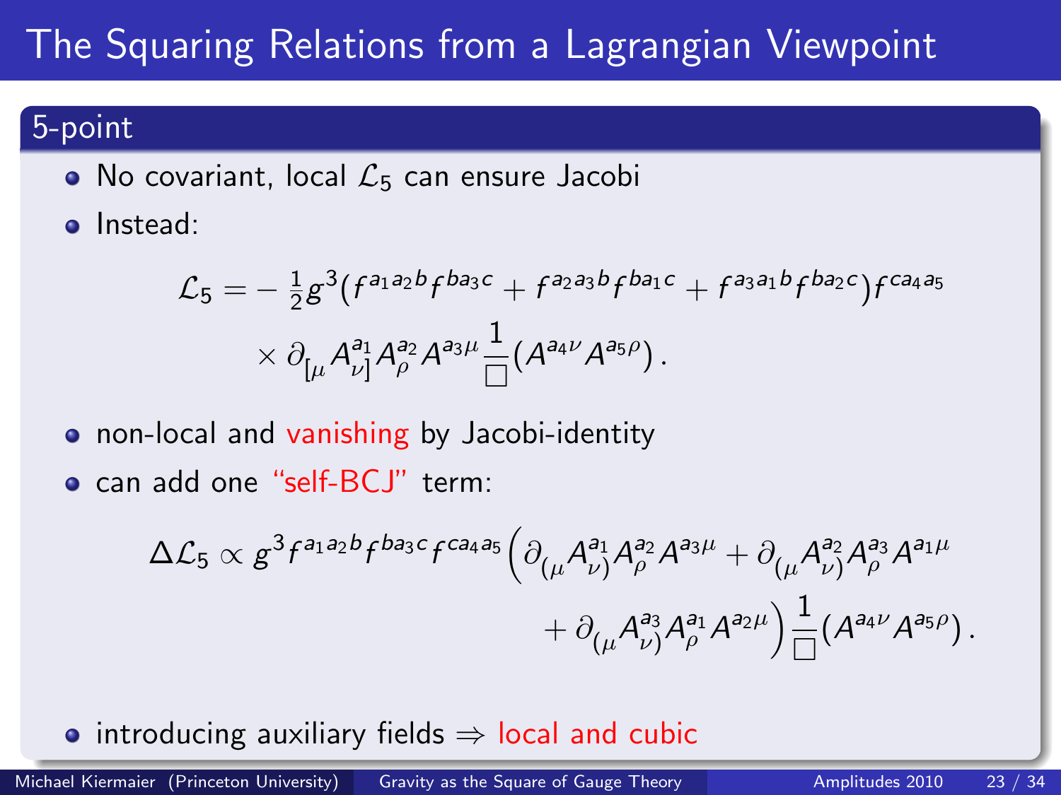# The Squaring Relations from a Lagrangian Viewpoint

## 5-point

- No covariant, local $\mathcal{L}_5$ can ensure Jacobi
- Instead:

$$\mathcal{L}_5 = -\tfrac{1}{2} g^3 \big(f^{a_1 a_2 b} f^{b a_3 c} + f^{a_2 a_3 b} f^{b a_1 c} + f^{a_3 a_1 b} f^{b a_2 c}\big) f^{c a_4 a_5} \times \partial_{[\mu} A^{a_1}_{\nu]} A^{a_2}_{\rho} A^{a_3 \mu} \frac{1}{\Box} (A^{a_4 \nu} A^{a_5 \rho}) \,.$$

- non-local and vanishing by Jacobi-identity
- can add one "self-BCJ" term:

$$\Delta\mathcal{L}_5 \propto g^3 f^{a_1 a_2 b} f^{b a_3 c} f^{c a_4 a_5} \Big( \partial_{(\mu} A^{a_1}_{\nu)} A^{a_2}_{\rho} A^{a_3 \mu} + \partial_{(\mu} A^{a_2}_{\nu)} A^{a_3}_{\rho} A^{a_1 \mu} + \partial_{(\mu} A^{a_3}_{\nu)} A^{a_1}_{\rho} A^{a_2 \mu} \Big) \frac{1}{\Box} (A^{a_4 \nu} A^{a_5 \rho}) \,.$$

- introducing auxiliary fields $\Rightarrow$ local and cubic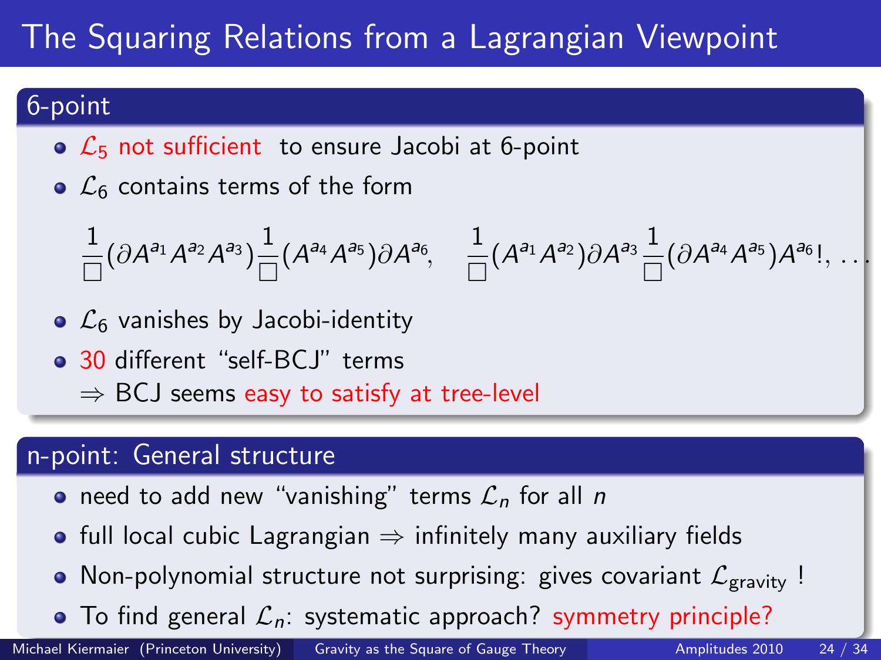# The Squaring Relations from a Lagrangian Viewpoint

## 6-point

- $\mathcal{L}_5$ not sufficient to ensure Jacobi at 6-point
- $\mathcal{L}_6$ contains terms of the form

$$\frac{1}{\Box}(\partial A^{a_1} A^{a_2} A^{a_3})\frac{1}{\Box}(A^{a_4} A^{a_5})\partial A^{a_6}, \quad \frac{1}{\Box}(A^{a_1} A^{a_2})\partial A^{a_3}\frac{1}{\Box}(\partial A^{a_4} A^{a_5})A^{a_6}!, \ldots$$

- $\mathcal{L}_6$ vanishes by Jacobi-identity
- 30 different "self-BCJ" terms
  $\Rightarrow$ BCJ seems easy to satisfy at tree-level

## n-point: General structure

- need to add new "vanishing" terms $\mathcal{L}_n$ for all $n$
- full local cubic Lagrangian $\Rightarrow$ infinitely many auxiliary fields
- Non-polynomial structure not surprising: gives covariant $\mathcal{L}_{\text{gravity}}$ !
- To find general $\mathcal{L}_n$: systematic approach? symmetry principle?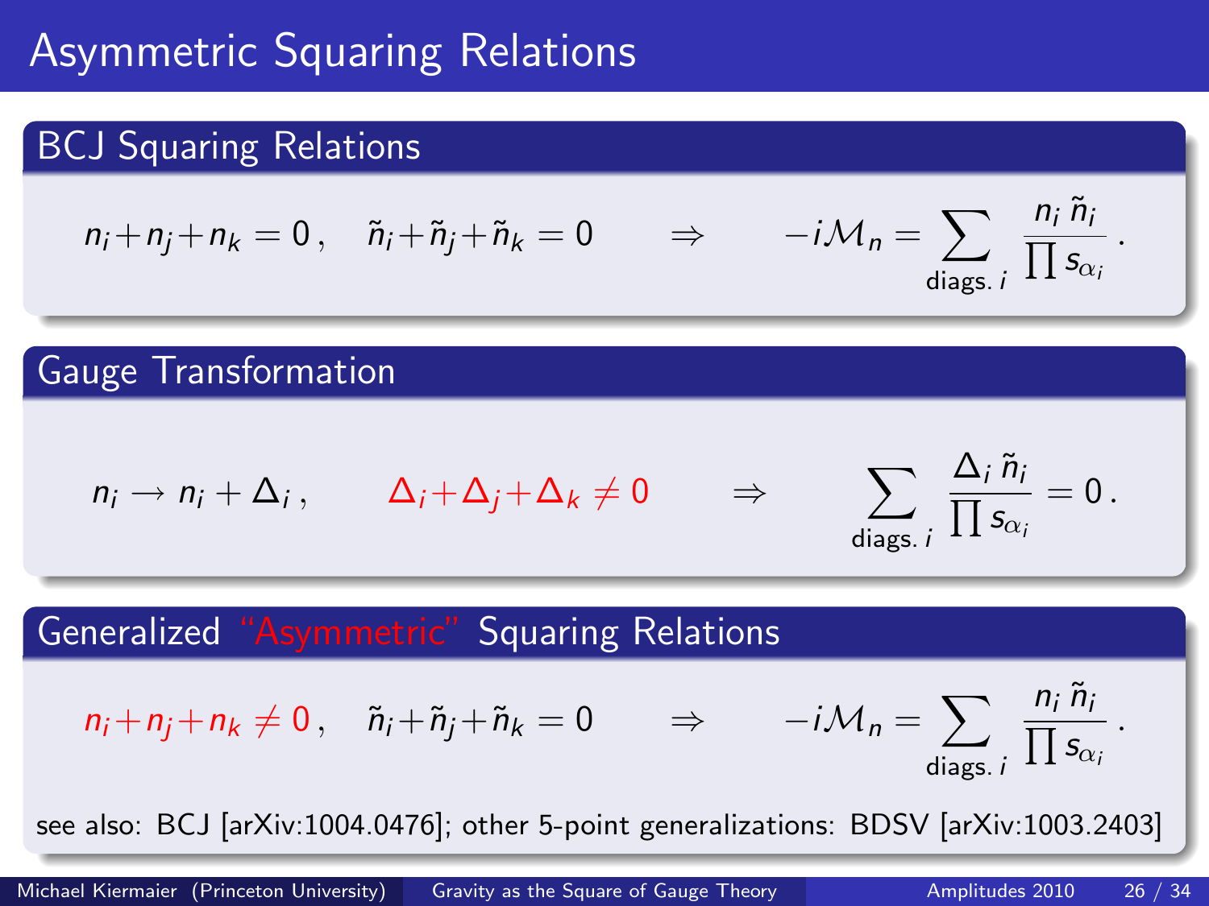# Asymmetric Squaring Relations

## BCJ Squaring Relations

$$n_i + n_j + n_k = 0\,, \quad \tilde{n}_i + \tilde{n}_j + \tilde{n}_k = 0 \qquad \Rightarrow \qquad -i\mathcal{M}_n = \sum_{\text{diags. } i} \frac{n_i\, \tilde{n}_i}{\prod s_{\alpha_i}}\,.$$

## Gauge Transformation

$$n_i \to n_i + \Delta_i\,, \qquad \Delta_i + \Delta_j + \Delta_k \neq 0 \qquad \Rightarrow \qquad \sum_{\text{diags. } i} \frac{\Delta_i\, \tilde{n}_i}{\prod s_{\alpha_i}} = 0\,.$$

## Generalized "Asymmetric" Squaring Relations

$$n_i + n_j + n_k \neq 0\,, \quad \tilde{n}_i + \tilde{n}_j + \tilde{n}_k = 0 \qquad \Rightarrow \qquad -i\mathcal{M}_n = \sum_{\text{diags. } i} \frac{n_i\, \tilde{n}_i}{\prod s_{\alpha_i}}\,.$$

see also: BCJ [arXiv:1004.0476]; other 5-point generalizations: BDSV [arXiv:1003.2403]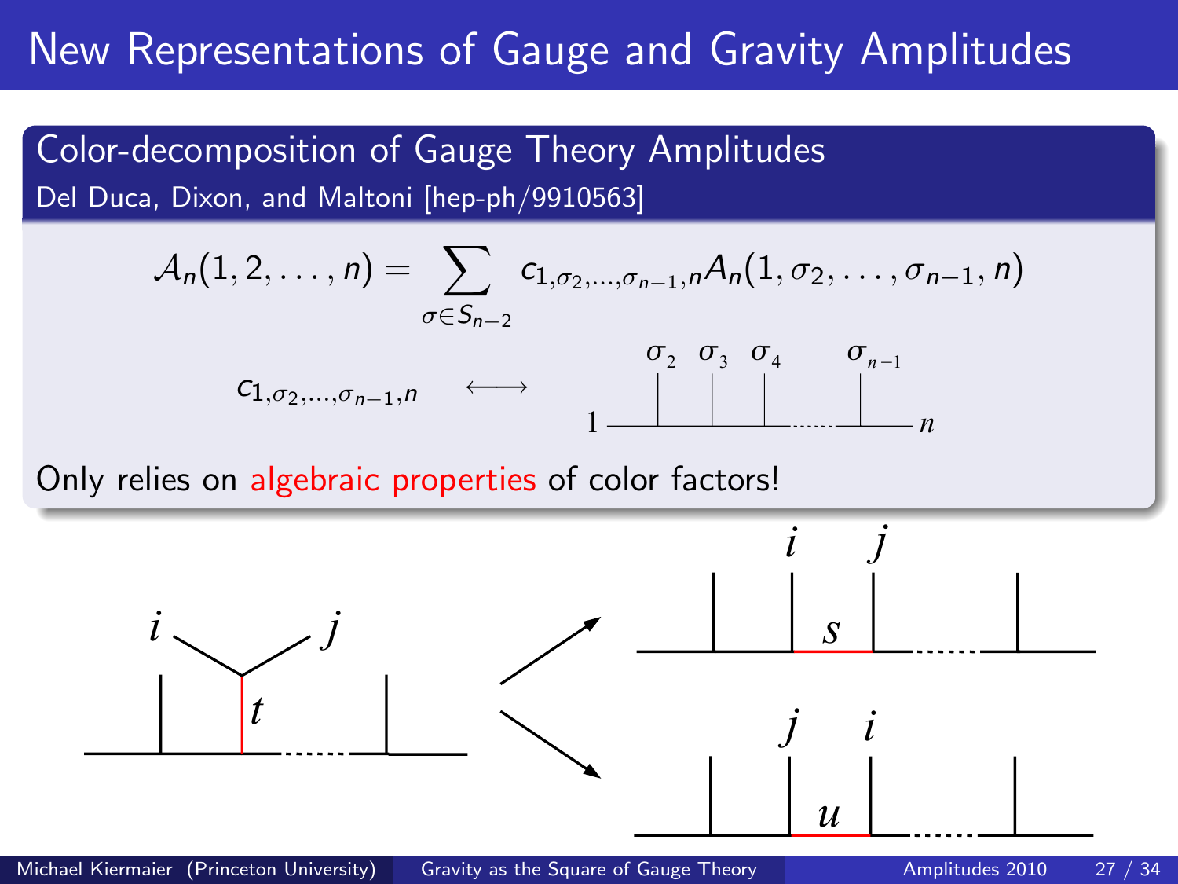# New Representations of Gauge and Gravity Amplitudes

## Color-decomposition of Gauge Theory Amplitudes

Del Duca, Dixon, and Maltoni [hep-ph/9910563]

$$\mathcal{A}_n(1,2,\ldots,n) = \sum_{\sigma \in S_{n-2}} c_{1,\sigma_2,\ldots,\sigma_{n-1},n} A_n(1,\sigma_2,\ldots,\sigma_{n-1},n)$$

$$c_{1,\sigma_2,\ldots,\sigma_{n-1},n} \longleftrightarrow$$

Only relies on algebraic properties of color factors!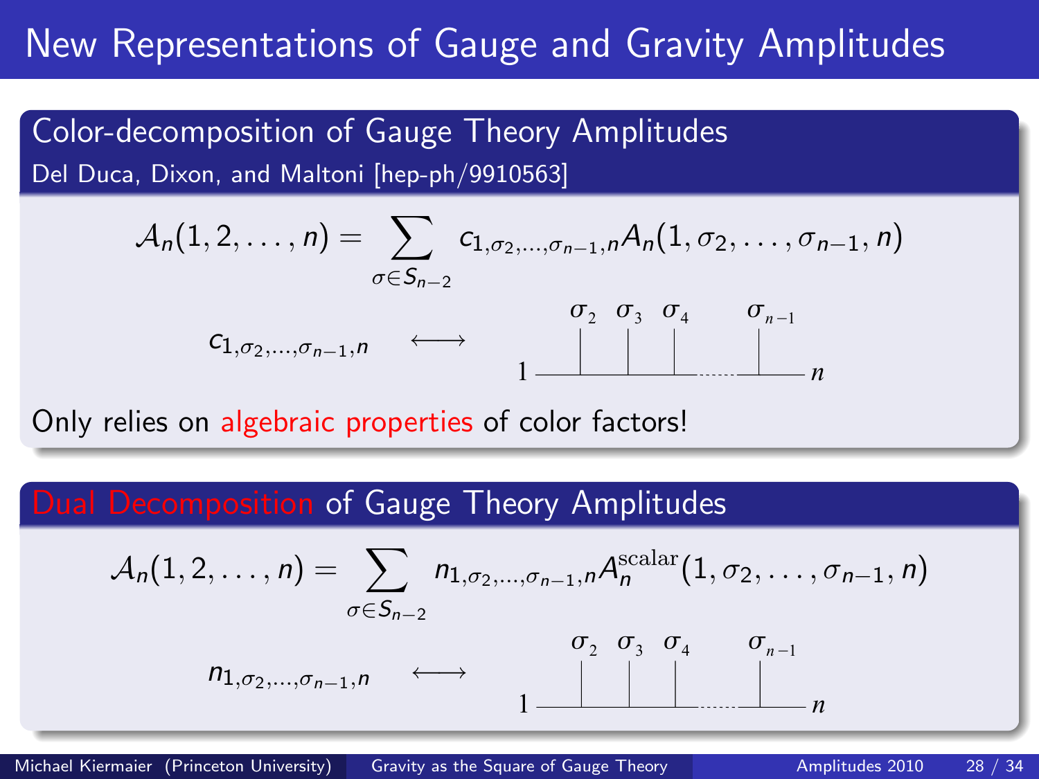# New Representations of Gauge and Gravity Amplitudes

## Color-decomposition of Gauge Theory Amplitudes

Del Duca, Dixon, and Maltoni [hep-ph/9910563]

$$\mathcal{A}_n(1,2,\ldots,n) = \sum_{\sigma \in S_{n-2}} c_{1,\sigma_2,\ldots,\sigma_{n-1},n} A_n(1,\sigma_2,\ldots,\sigma_{n-1},n)$$

$$c_{1,\sigma_2,\ldots,\sigma_{n-1},n} \quad \longleftrightarrow \quad 1 \; \underset{\sigma_2}{|} \; \underset{\sigma_3}{|} \; \underset{\sigma_4}{|} \cdots \underset{\sigma_{n-1}}{|} \; n$$

Only relies on algebraic properties of color factors!

## Dual Decomposition of Gauge Theory Amplitudes

$$\mathcal{A}_n(1,2,\ldots,n) = \sum_{\sigma \in S_{n-2}} n_{1,\sigma_2,\ldots,\sigma_{n-1},n} A_n^{\text{scalar}}(1,\sigma_2,\ldots,\sigma_{n-1},n)$$

$$n_{1,\sigma_2,\ldots,\sigma_{n-1},n} \quad \longleftrightarrow \quad 1 \; \underset{\sigma_2}{|} \; \underset{\sigma_3}{|} \; \underset{\sigma_4}{|} \cdots \underset{\sigma_{n-1}}{|} \; n$$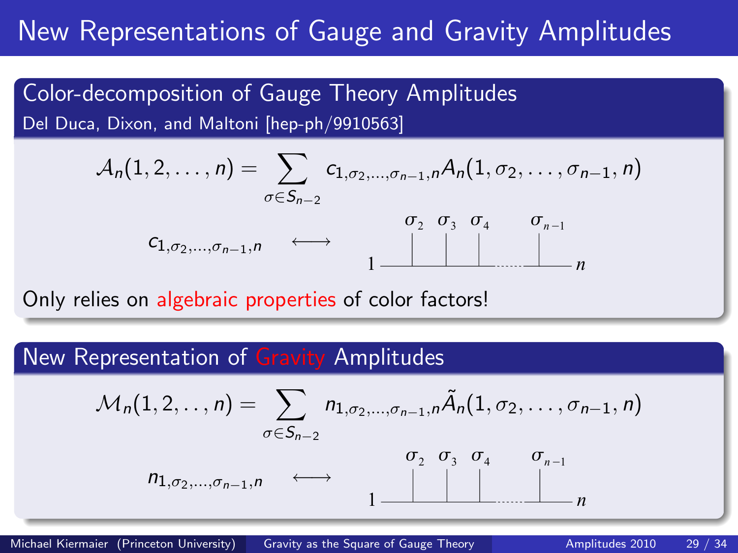# New Representations of Gauge and Gravity Amplitudes

## Color-decomposition of Gauge Theory Amplitudes

Del Duca, Dixon, and Maltoni [hep-ph/9910563]

$$\mathcal{A}_n(1,2,\ldots,n) = \sum_{\sigma \in S_{n-2}} c_{1,\sigma_2,\ldots,\sigma_{n-1},n} A_n(1,\sigma_2,\ldots,\sigma_{n-1},n)$$

$c_{1,\sigma_2,\ldots,\sigma_{n-1},n} \longleftrightarrow$ (diagram: line from $1$ to $n$ with legs $\sigma_2$, $\sigma_3$, $\sigma_4$, ..., $\sigma_{n-1}$)

Only relies on algebraic properties of color factors!

## New Representation of Gravity Amplitudes

$$\mathcal{M}_n(1,2,\ldots,n) = \sum_{\sigma \in S_{n-2}} n_{1,\sigma_2,\ldots,\sigma_{n-1},n} \tilde{A}_n(1,\sigma_2,\ldots,\sigma_{n-1},n)$$

$n_{1,\sigma_2,\ldots,\sigma_{n-1},n} \longleftrightarrow$ (diagram: line from $1$ to $n$ with legs $\sigma_2$, $\sigma_3$, $\sigma_4$, ..., $\sigma_{n-1}$)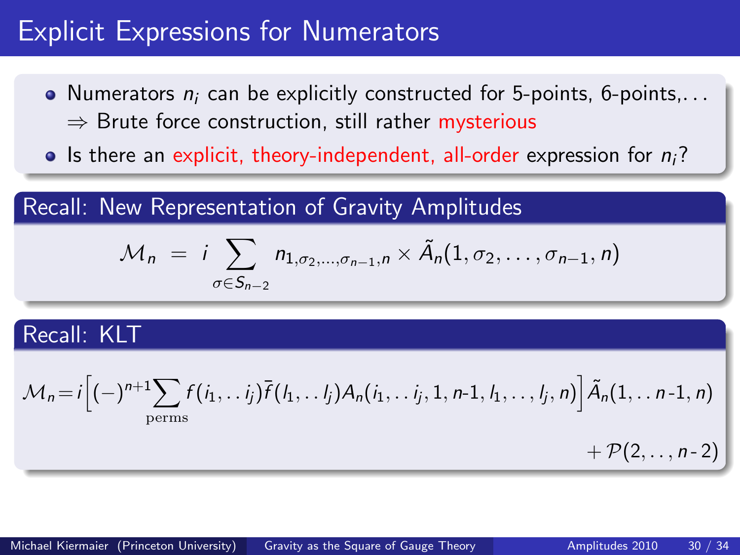# Explicit Expressions for Numerators

- Numerators $n_i$ can be explicitly constructed for 5-points, 6-points,...
  $\Rightarrow$ Brute force construction, still rather mysterious
- Is there an explicit, theory-independent, all-order expression for $n_i$?

## Recall: New Representation of Gravity Amplitudes

$$\mathcal{M}_n \ = \ i \sum_{\sigma \in S_{n-2}} n_{1,\sigma_2,\ldots,\sigma_{n-1},n} \times \tilde{A}_n(1,\sigma_2,\ldots,\sigma_{n-1},n)$$

## Recall: KLT

$$\mathcal{M}_n = i\Big[(-)^{n+1}\sum_{\text{perms}} f(i_1,..i_j)\bar{f}(l_1,..l_j)A_n(i_1,..i_j,1,n\text{-}1,l_1,\ldots,l_j,n)\Big]\tilde{A}_n(1,..n\text{-}1,n)$$

$$+\,\mathcal{P}(2,..,n\text{-}2)$$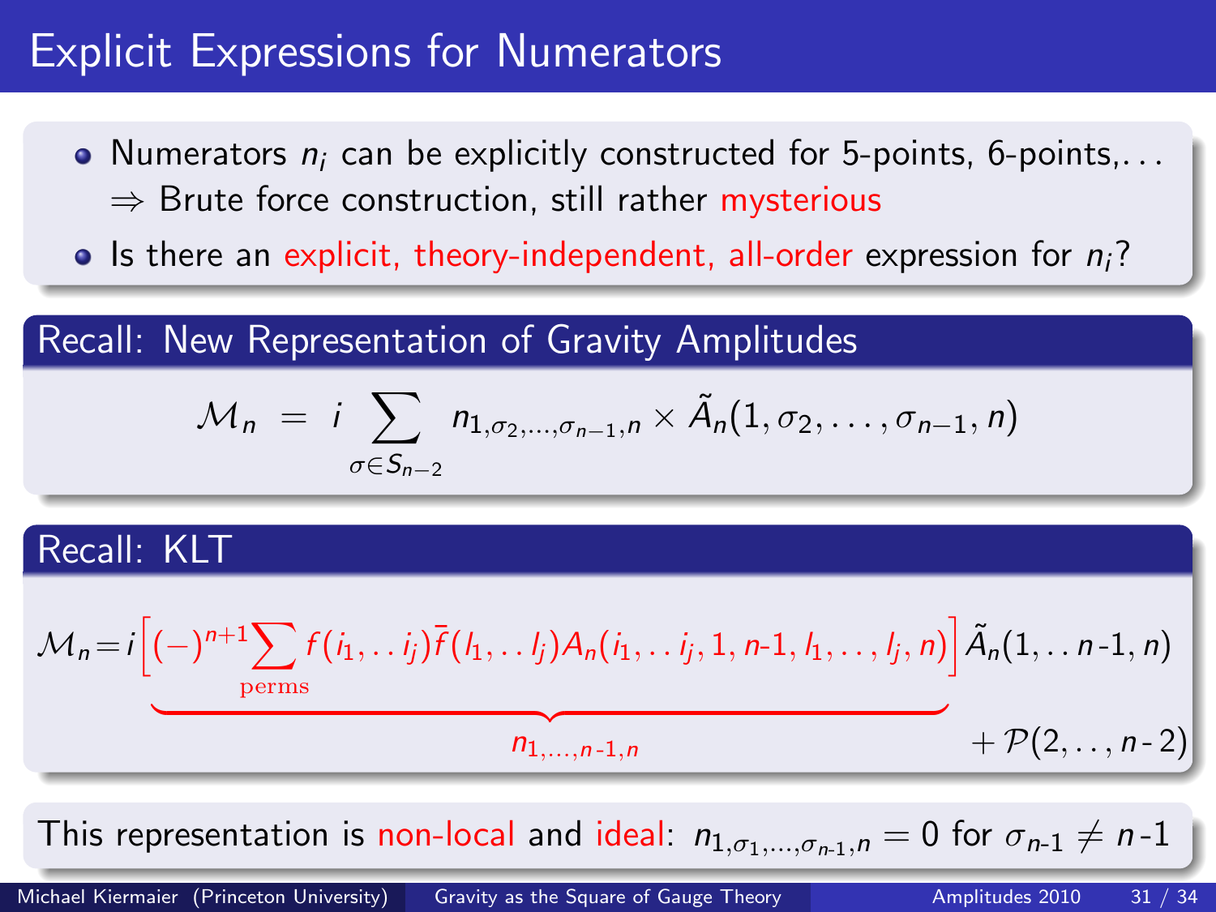# Explicit Expressions for Numerators

- Numerators $n_i$ can be explicitly constructed for 5-points, 6-points,...
  $\Rightarrow$ Brute force construction, still rather mysterious
- Is there an explicit, theory-independent, all-order expression for $n_i$?

## Recall: New Representation of Gravity Amplitudes

$$\mathcal{M}_n \;=\; i \sum_{\sigma \in S_{n-2}} n_{1,\sigma_2,\ldots,\sigma_{n-1},n} \times \tilde{A}_n(1,\sigma_2,\ldots,\sigma_{n-1},n)$$

## Recall: KLT

$$\mathcal{M}_n = i \underbrace{\left[(-)^{n+1} \sum_{\text{perms}} f(i_1,\ldots i_j) \bar{f}(l_1,\ldots l_j) A_n(i_1,\ldots i_j,1,n\text{-}1,l_1,\ldots,l_j,n)\right]}_{n_{1,\ldots,n\text{-}1,n}} \tilde{A}_n(1,\ldots n\text{-}1,n) + \mathcal{P}(2,\ldots,n\text{-}2)$$

This representation is non-local and ideal: $n_{1,\sigma_1,\ldots,\sigma_{n\text{-}1},n} = 0$ for $\sigma_{n\text{-}1} \neq n\text{-}1$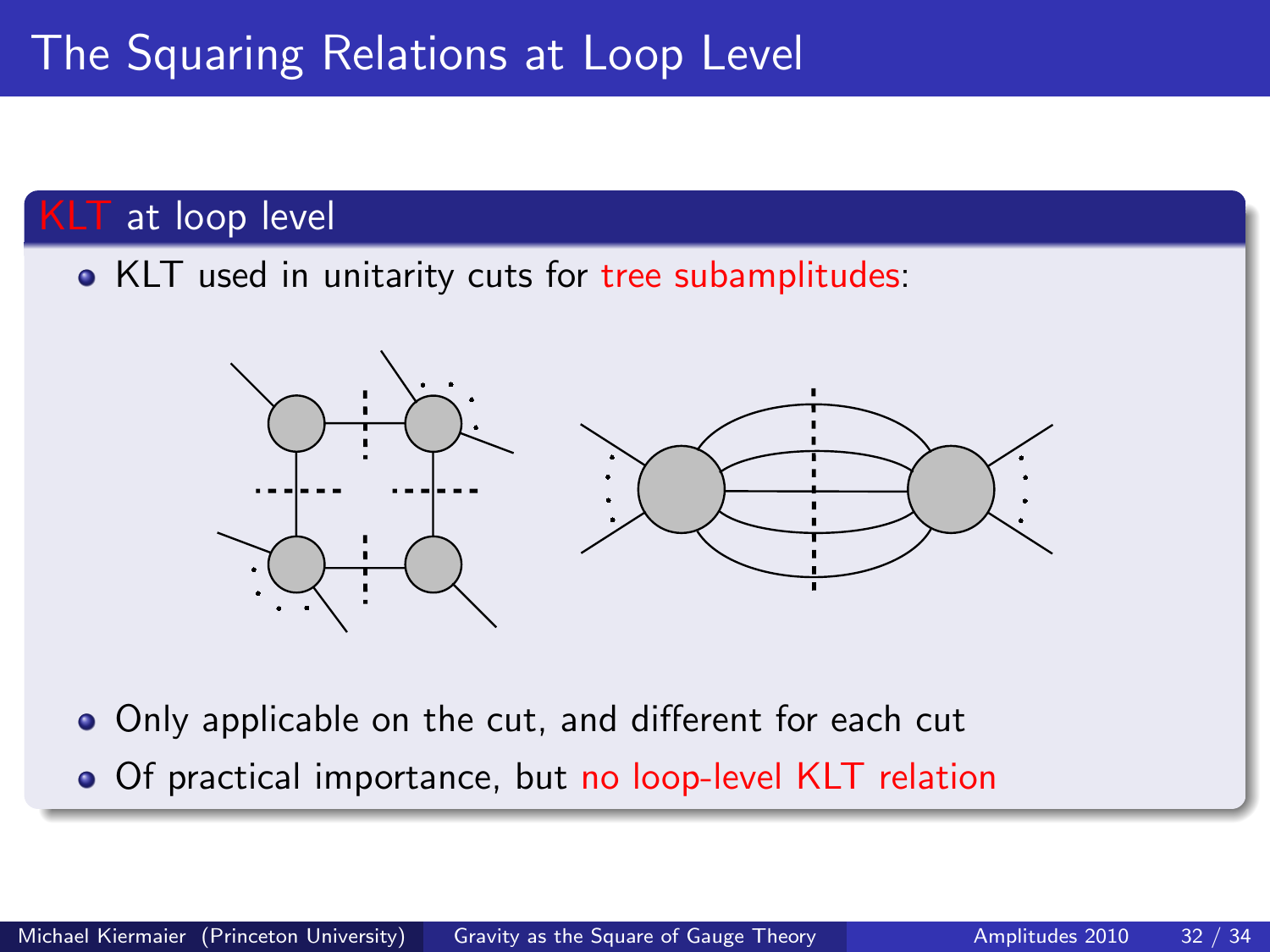# The Squaring Relations at Loop Level

## KLT at loop level

- KLT used in unitarity cuts for tree subamplitudes:

- Only applicable on the cut, and different for each cut
- Of practical importance, but no loop-level KLT relation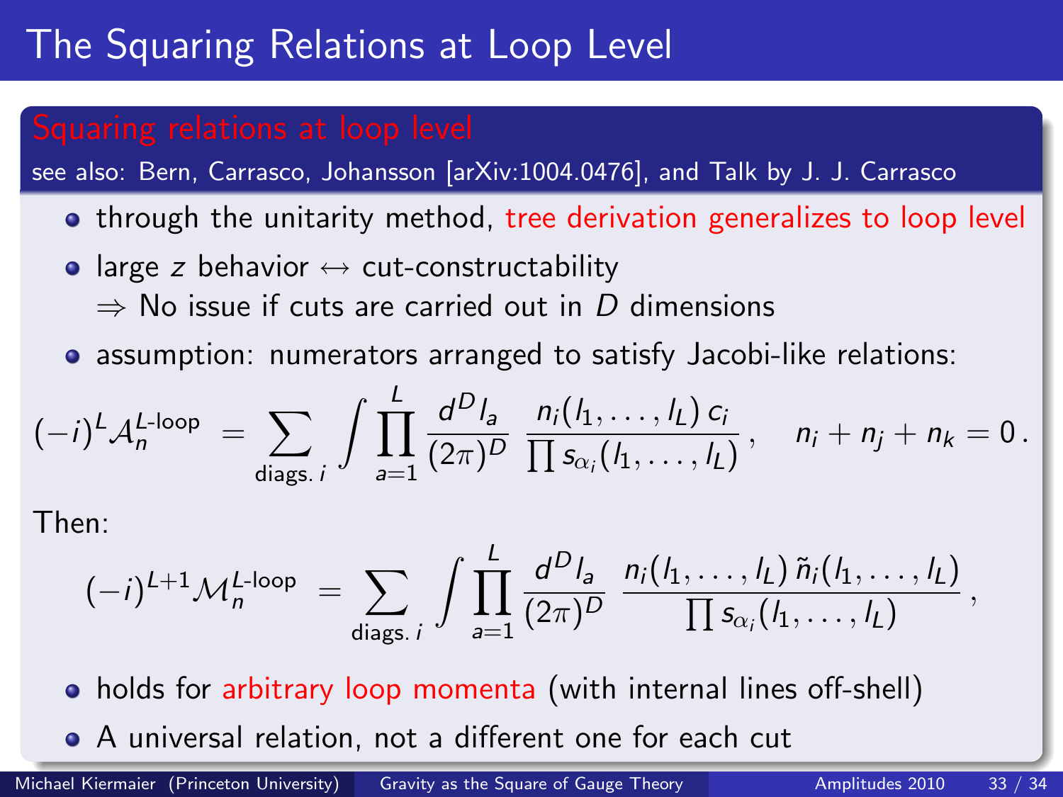# The Squaring Relations at Loop Level

## Squaring relations at loop level

see also: Bern, Carrasco, Johansson [arXiv:1004.0476], and Talk by J. J. Carrasco

- through the unitarity method, tree derivation generalizes to loop level
- large $z$ behavior $\leftrightarrow$ cut-constructability
  $\Rightarrow$ No issue if cuts are carried out in $D$ dimensions
- assumption: numerators arranged to satisfy Jacobi-like relations:

$$(-i)^L \mathcal{A}_n^{L\text{-loop}} = \sum_{\text{diags. } i} \int \prod_{a=1}^{L} \frac{d^D l_a}{(2\pi)^D} \, \frac{n_i(l_1, \ldots, l_L)\, c_i}{\prod s_{\alpha_i}(l_1, \ldots, l_L)}, \quad n_i + n_j + n_k = 0\,.$$

Then:

$$(-i)^{L+1} \mathcal{M}_n^{L\text{-loop}} = \sum_{\text{diags. } i} \int \prod_{a=1}^{L} \frac{d^D l_a}{(2\pi)^D} \, \frac{n_i(l_1, \ldots, l_L)\, \tilde{n}_i(l_1, \ldots, l_L)}{\prod s_{\alpha_i}(l_1, \ldots, l_L)},$$

- holds for arbitrary loop momenta (with internal lines off-shell)
- A universal relation, not a different one for each cut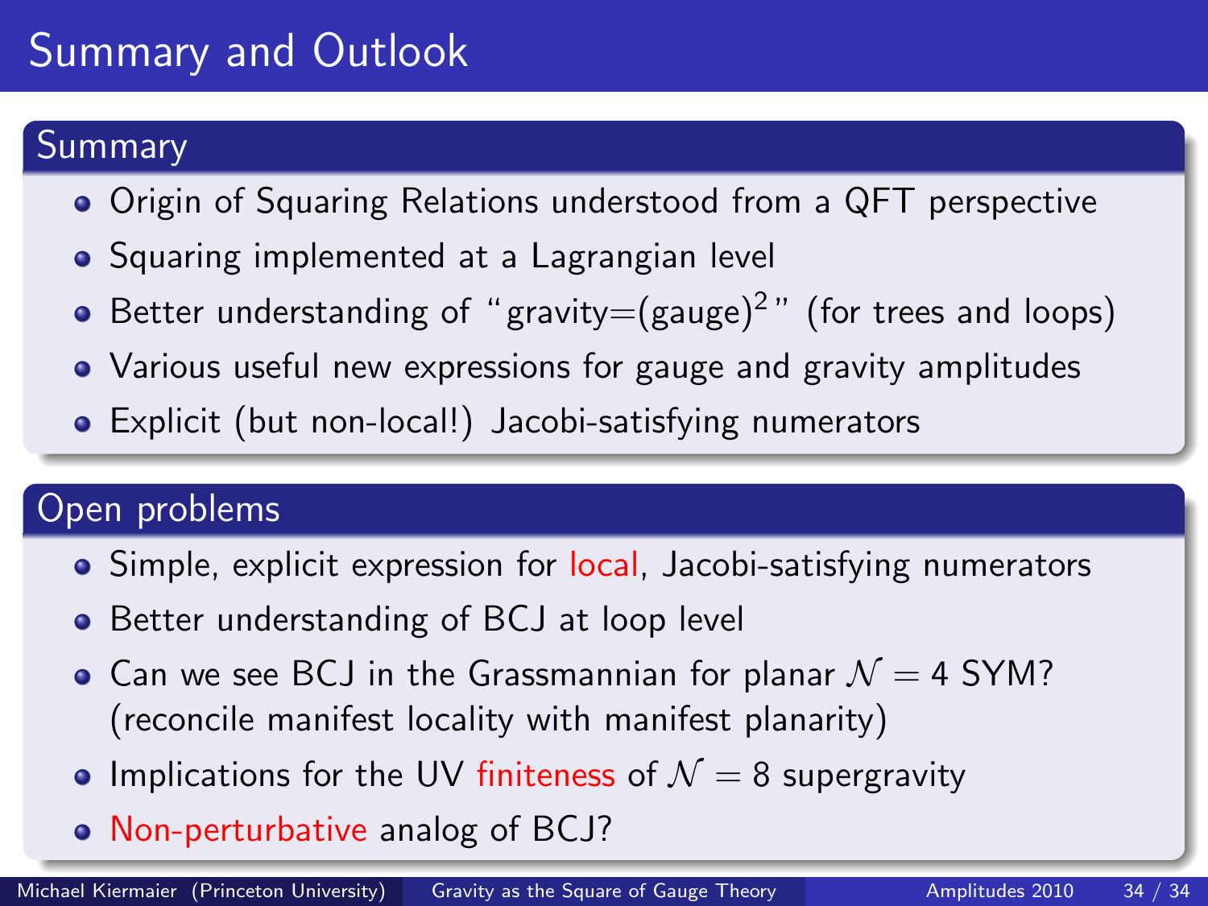# Summary and Outlook

## Summary

- Origin of Squaring Relations understood from a QFT perspective
- Squaring implemented at a Lagrangian level
- Better understanding of "gravity=(gauge)$^2$" (for trees and loops)
- Various useful new expressions for gauge and gravity amplitudes
- Explicit (but non-local!) Jacobi-satisfying numerators

## Open problems

- Simple, explicit expression for local, Jacobi-satisfying numerators
- Better understanding of BCJ at loop level
- Can we see BCJ in the Grassmannian for planar $\mathcal{N} = 4$ SYM? (reconcile manifest locality with manifest planarity)
- Implications for the UV finiteness of $\mathcal{N} = 8$ supergravity
- Non-perturbative analog of BCJ?